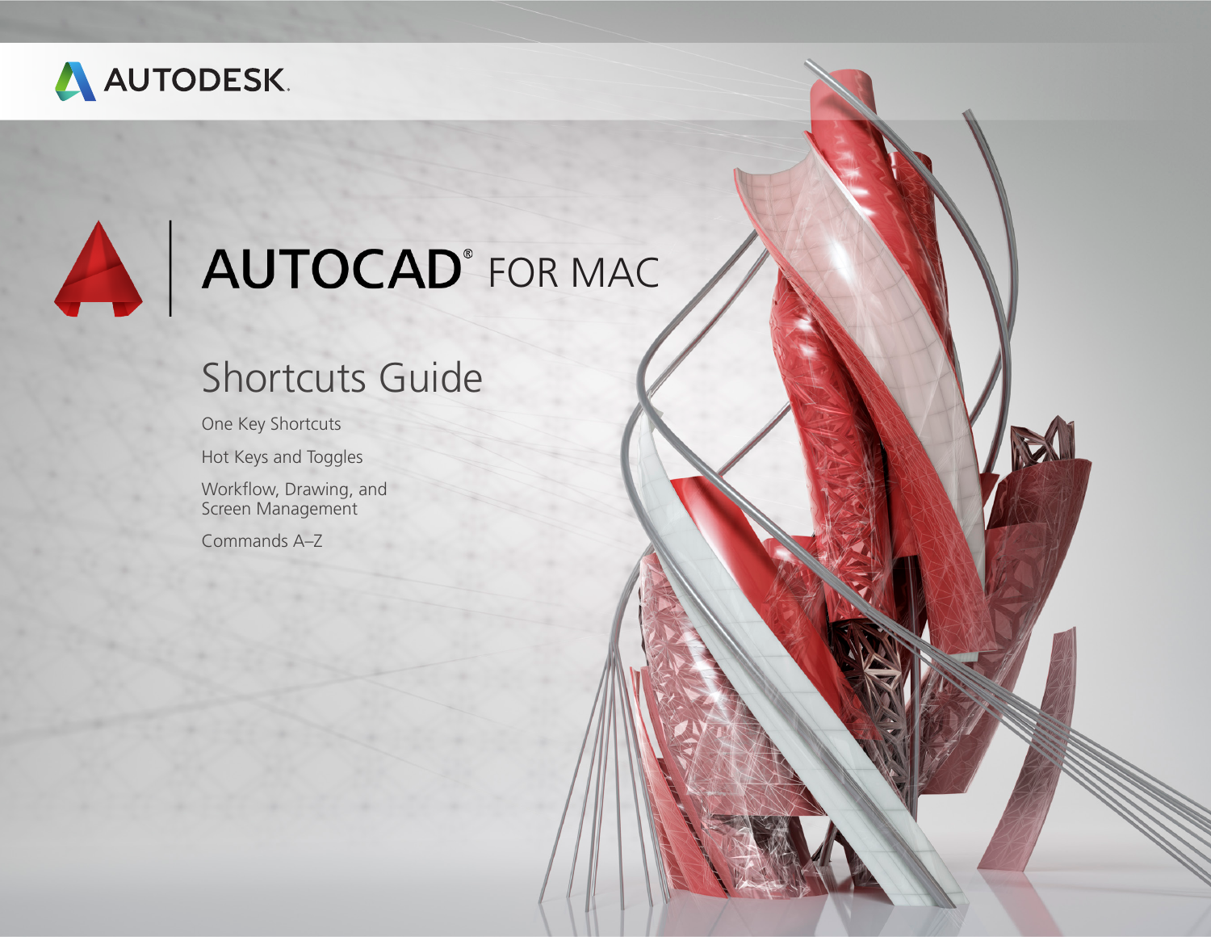AUTODESK.

# AUTOCAD® FOR MAC

## Shortcuts Guide

One Key Shortcuts

Hot Keys and Toggles

Workflow, Drawing, and Screen Management

Commands A–Z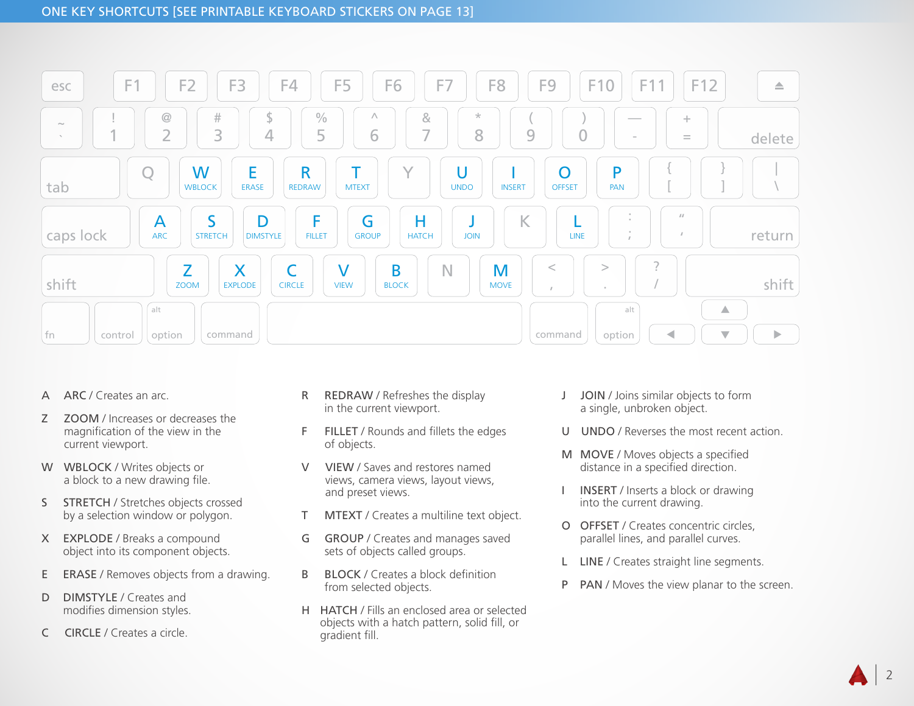# ONE KEY SHORTCUTS [SEE PRINTABLE KEYBOARD STICKERS ON PAGE 13]

A ARC / Creates an arc.

Z ZOOM / Increases or decreases the magnification of the view in the current viewport.

W WBLOCK / Writes objects or a block to a new drawing file.

S STRETCH / Stretches objects crossed by a selection window or polygon.

X EXPLODE / Breaks a compound object into its component objects.

E ERASE / Removes objects from a drawing.

D DIMSTYLE / Creates and modifies dimension styles.

C CIRCLE / Creates a circle.

R REDRAW / Refreshes the display in the current viewport.

F FILLET / Rounds and fillets the edges of objects.

V VIEW / Saves and restores named views, camera views, layout views, and preset views.

T MTEXT / Creates a multiline text object.

G GROUP / Creates and manages saved sets of objects called groups.

B BLOCK / Creates a block definition from selected objects.

H HATCH / Fills an enclosed area or selected objects with a hatch pattern, solid fill, or gradient fill.

J JOIN / Joins similar objects to form a single, unbroken object.

U UNDO / Reverses the most recent action.

M MOVE / Moves objects a specified distance in a specified direction.

I INSERT / Inserts a block or drawing into the current drawing.

O OFFSET / Creates concentric circles, parallel lines, and parallel curves.

L LINE / Creates straight line segments.

P PAN / Moves the view planar to the screen.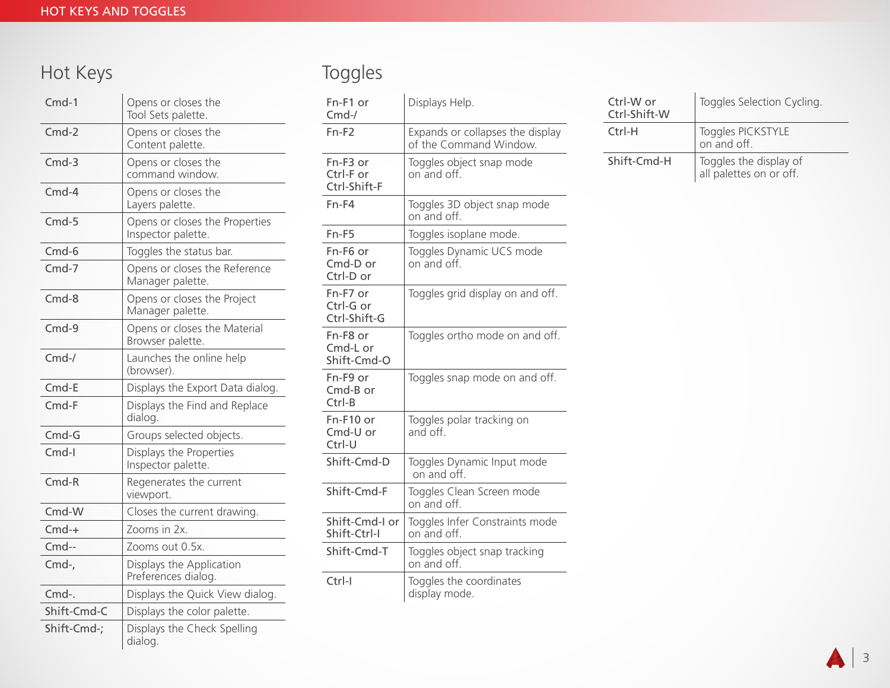## Hot Keys

| Key | Action |
|---|---|
| Cmd-1 | Opens or closes the Tool Sets palette. |
| Cmd-2 | Opens or closes the Content palette. |
| Cmd-3 | Opens or closes the command window. |
| Cmd-4 | Opens or closes the Layers palette. |
| Cmd-5 | Opens or closes the Properties Inspector palette. |
| Cmd-6 | Toggles the status bar. |
| Cmd-7 | Opens or closes the Reference Manager palette. |
| Cmd-8 | Opens or closes the Project Manager palette. |
| Cmd-9 | Opens or closes the Material Browser palette. |
| Cmd-/ | Launches the online help (browser). |
| Cmd-E | Displays the Export Data dialog. |
| Cmd-F | Displays the Find and Replace dialog. |
| Cmd-G | Groups selected objects. |
| Cmd-I | Displays the Properties Inspector palette. |
| Cmd-R | Regenerates the current viewport. |
| Cmd-W | Closes the current drawing. |
| Cmd-+ | Zooms in 2x. |
| Cmd-- | Zooms out 0.5x. |
| Cmd-, | Displays the Application Preferences dialog. |
| Cmd-. | Displays the Quick View dialog. |
| Shift-Cmd-C | Displays the color palette. |
| Shift-Cmd-; | Displays the Check Spelling dialog. |

## Toggles

| Key | Action |
|---|---|
| Fn-F1 or Cmd-/ | Displays Help. |
| Fn-F2 | Expands or collapses the display of the Command Window. |
| Fn-F3 or Ctrl-F or Ctrl-Shift-F | Toggles object snap mode on and off. |
| Fn-F4 | Toggles 3D object snap mode on and off. |
| Fn-F5 | Toggles isoplane mode. |
| Fn-F6 or Cmd-D or Ctrl-D or | Toggles Dynamic UCS mode on and off. |
| Fn-F7 or Ctrl-G or Ctrl-Shift-G | Toggles grid display on and off. |
| Fn-F8 or Cmd-L or Shift-Cmd-O | Toggles ortho mode on and off. |
| Fn-F9 or Cmd-B or Ctrl-B | Toggles snap mode on and off. |
| Fn-F10 or Cmd-U or Ctrl-U | Toggles polar tracking on and off. |
| Shift-Cmd-D | Toggles Dynamic Input mode on and off. |
| Shift-Cmd-F | Toggles Clean Screen mode on and off. |
| Shift-Cmd-I or Shift-Ctrl-I | Toggles Infer Constraints mode on and off. |
| Shift-Cmd-T | Toggles object snap tracking on and off. |
| Ctrl-I | Toggles the coordinates display mode. |
| Ctrl-W or Ctrl-Shift-W | Toggles Selection Cycling. |
| Ctrl-H | Toggles PICKSTYLE on and off. |
| Shift-Cmd-H | Toggles the display of all palettes on or off. |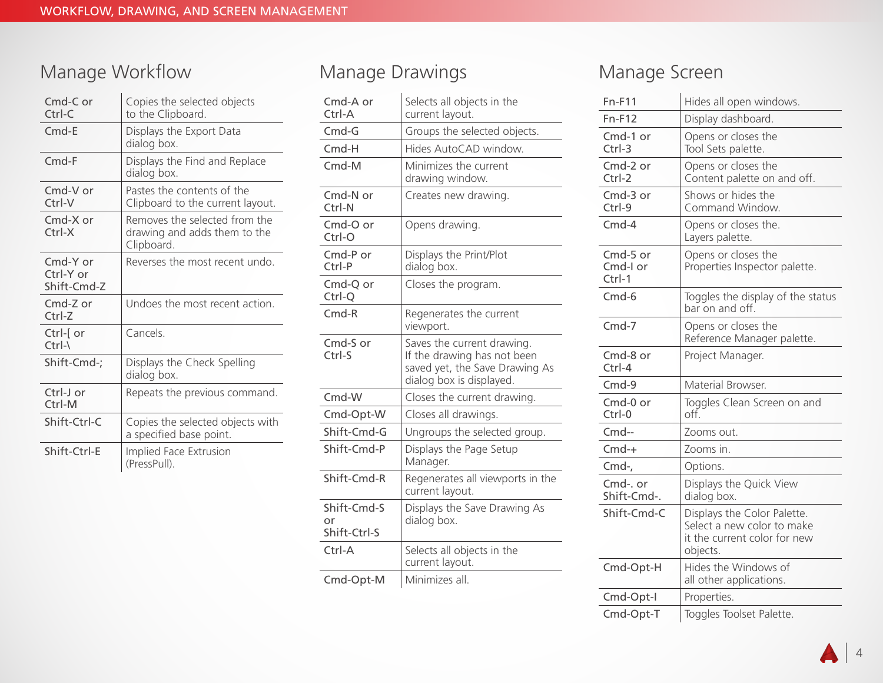# WORKFLOW, DRAWING, AND SCREEN MANAGEMENT

## Manage Workflow

| Shortcut | Description |
|---|---|
| Cmd-C or Ctrl-C | Copies the selected objects to the Clipboard. |
| Cmd-E | Displays the Export Data dialog box. |
| Cmd-F | Displays the Find and Replace dialog box. |
| Cmd-V or Ctrl-V | Pastes the contents of the Clipboard to the current layout. |
| Cmd-X or Ctrl-X | Removes the selected from the drawing and adds them to the Clipboard. |
| Cmd-Y or Ctrl-Y or Shift-Cmd-Z | Reverses the most recent undo. |
| Cmd-Z or Ctrl-Z | Undoes the most recent action. |
| Ctrl-[ or Ctrl-\ | Cancels. |
| Shift-Cmd-; | Displays the Check Spelling dialog box. |
| Ctrl-J or Ctrl-M | Repeats the previous command. |
| Shift-Ctrl-C | Copies the selected objects with a specified base point. |
| Shift-Ctrl-E | Implied Face Extrusion (PressPull). |

## Manage Drawings

| Shortcut | Description |
|---|---|
| Cmd-A or Ctrl-A | Selects all objects in the current layout. |
| Cmd-G | Groups the selected objects. |
| Cmd-H | Hides AutoCAD window. |
| Cmd-M | Minimizes the current drawing window. |
| Cmd-N or Ctrl-N | Creates new drawing. |
| Cmd-O or Ctrl-O | Opens drawing. |
| Cmd-P or Ctrl-P | Displays the Print/Plot dialog box. |
| Cmd-Q or Ctrl-Q | Closes the program. |
| Cmd-R | Regenerates the current viewport. |
| Cmd-S or Ctrl-S | Saves the current drawing. If the drawing has not been saved yet, the Save Drawing As dialog box is displayed. |
| Cmd-W | Closes the current drawing. |
| Cmd-Opt-W | Closes all drawings. |
| Shift-Cmd-G | Ungroups the selected group. |
| Shift-Cmd-P | Displays the Page Setup Manager. |
| Shift-Cmd-R | Regenerates all viewports in the current layout. |
| Shift-Cmd-S or Shift-Ctrl-S | Displays the Save Drawing As dialog box. |
| Ctrl-A | Selects all objects in the current layout. |
| Cmd-Opt-M | Minimizes all. |

## Manage Screen

| Shortcut | Description |
|---|---|
| Fn-F11 | Hides all open windows. |
| Fn-F12 | Display dashboard. |
| Cmd-1 or Ctrl-3 | Opens or closes the Tool Sets palette. |
| Cmd-2 or Ctrl-2 | Opens or closes the Content palette on and off. |
| Cmd-3 or Ctrl-9 | Shows or hides the Command Window. |
| Cmd-4 | Opens or closes the. Layers palette. |
| Cmd-5 or Cmd-I or Ctrl-1 | Opens or closes the Properties Inspector palette. |
| Cmd-6 | Toggles the display of the status bar on and off. |
| Cmd-7 | Opens or closes the Reference Manager palette. |
| Cmd-8 or Ctrl-4 | Project Manager. |
| Cmd-9 | Material Browser. |
| Cmd-0 or Ctrl-0 | Toggles Clean Screen on and off. |
| Cmd-- | Zooms out. |
| Cmd-+ | Zooms in. |
| Cmd-, | Options. |
| Cmd-. or Shift-Cmd-. | Displays the Quick View dialog box. |
| Shift-Cmd-C | Displays the Color Palette. Select a new color to make it the current color for new objects. |
| Cmd-Opt-H | Hides the Windows of all other applications. |
| Cmd-Opt-I | Properties. |
| Cmd-Opt-T | Toggles Toolset Palette. |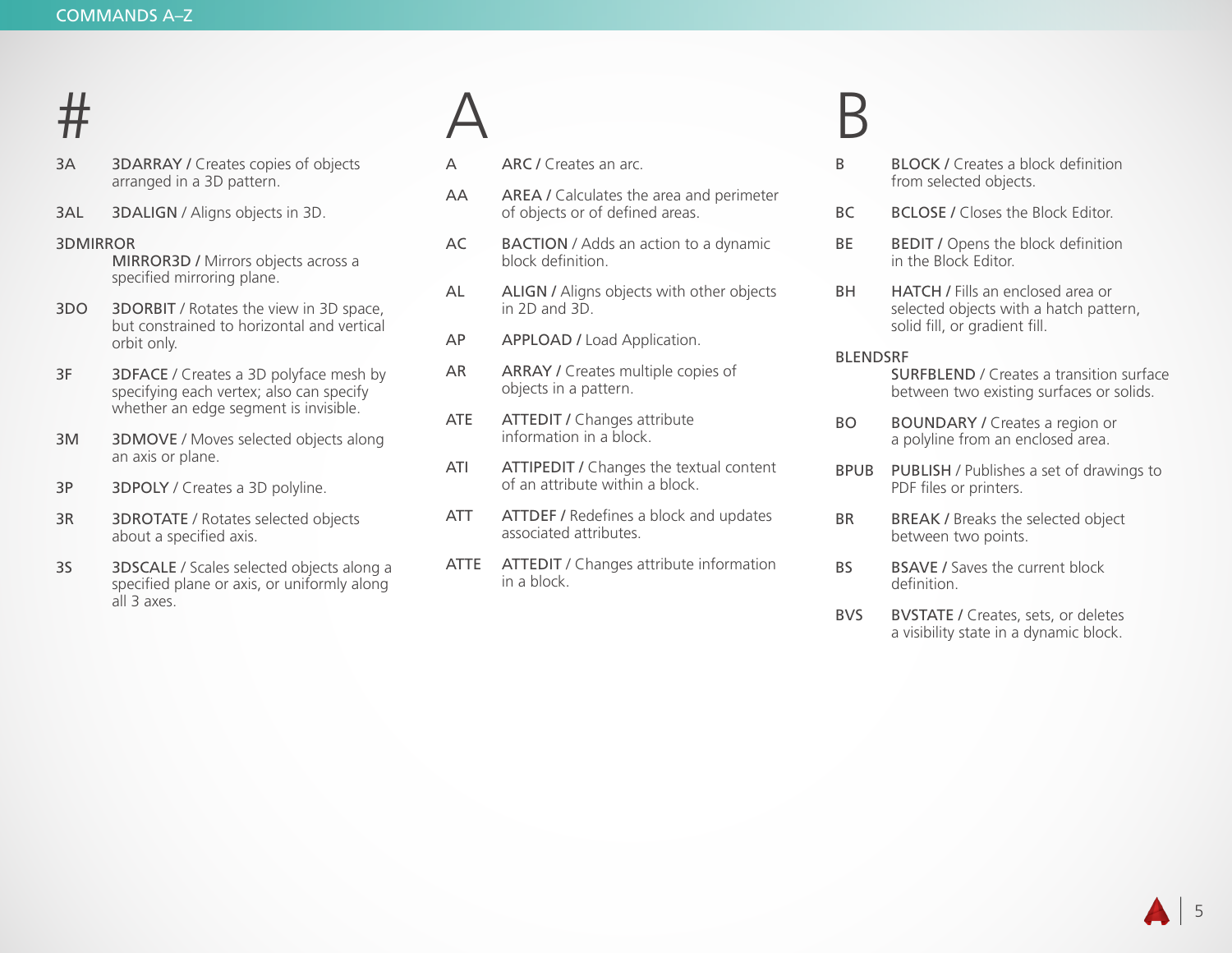# #

**3A** — **3DARRAY** / Creates copies of objects arranged in a 3D pattern.

**3AL** — **3DALIGN** / Aligns objects in 3D.

**3DMIRROR** — **MIRROR3D** / Mirrors objects across a specified mirroring plane.

**3DO** — **3DORBIT** / Rotates the view in 3D space, but constrained to horizontal and vertical orbit only.

**3F** — **3DFACE** / Creates a 3D polyface mesh by specifying each vertex; also can specify whether an edge segment is invisible.

**3M** — **3DMOVE** / Moves selected objects along an axis or plane.

**3P** — **3DPOLY** / Creates a 3D polyline.

**3R** — **3DROTATE** / Rotates selected objects about a specified axis.

**3S** — **3DSCALE** / Scales selected objects along a specified plane or axis, or uniformly along all 3 axes.

# A

**A** — **ARC** / Creates an arc.

**AA** — **AREA** / Calculates the area and perimeter of objects or of defined areas.

**AC** — **BACTION** / Adds an action to a dynamic block definition.

**AL** — **ALIGN** / Aligns objects with other objects in 2D and 3D.

**AP** — **APPLOAD** / Load Application.

**AR** — **ARRAY** / Creates multiple copies of objects in a pattern.

**ATE** — **ATTEDIT** / Changes attribute information in a block.

**ATI** — **ATTIPEDIT** / Changes the textual content of an attribute within a block.

**ATT** — **ATTDEF** / Redefines a block and updates associated attributes.

**ATTE** — **ATTEDIT** / Changes attribute information in a block.

# B

**B** — **BLOCK** / Creates a block definition from selected objects.

**BC** — **BCLOSE** / Closes the Block Editor.

**BE** — **BEDIT** / Opens the block definition in the Block Editor.

**BH** — **HATCH** / Fills an enclosed area or selected objects with a hatch pattern, solid fill, or gradient fill.

**BLENDSRF** — **SURFBLEND** / Creates a transition surface between two existing surfaces or solids.

**BO** — **BOUNDARY** / Creates a region or a polyline from an enclosed area.

**BPUB** — **PUBLISH** / Publishes a set of drawings to PDF files or printers.

**BR** — **BREAK** / Breaks the selected object between two points.

**BS** — **BSAVE** / Saves the current block definition.

**BVS** — **BVSTATE** / Creates, sets, or deletes a visibility state in a dynamic block.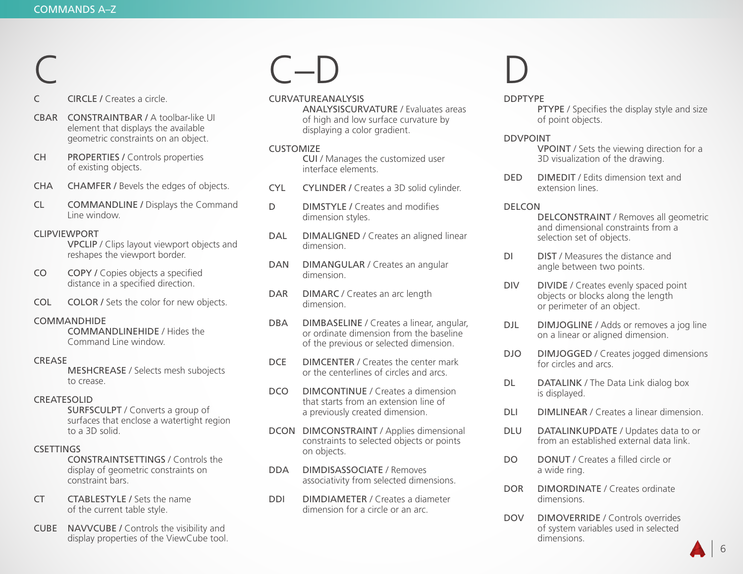# C

**C** — **CIRCLE** / Creates a circle.

**CBAR** — **CONSTRAINTBAR** / A toolbar-like UI element that displays the available geometric constraints on an object.

**CH** — **PROPERTIES** / Controls properties of existing objects.

**CHA** — **CHAMFER** / Bevels the edges of objects.

**CL** — **COMMANDLINE** / Displays the Command Line window.

**CLIPVIEWPORT** — **VPCLIP** / Clips layout viewport objects and reshapes the viewport border.

**CO** — **COPY** / Copies objects a specified distance in a specified direction.

**COL** — **COLOR** / Sets the color for new objects.

**COMMANDHIDE** — **COMMANDLINEHIDE** / Hides the Command Line window.

**CREASE** — **MESHCREASE** / Selects mesh subobjects to crease.

**CREATESOLID** — **SURFSCULPT** / Converts a group of surfaces that enclose a watertight region to a 3D solid.

**CSETTINGS** — **CONSTRAINTSETTINGS** / Controls the display of geometric constraints on constraint bars.

**CT** — **CTABLESTYLE** / Sets the name of the current table style.

**CUBE** — **NAVVCUBE** / Controls the visibility and display properties of the ViewCube tool.

# C–D

**CURVATUREANALYSIS** — **ANALYSISCURVATURE** / Evaluates areas of high and low surface curvature by displaying a color gradient.

**CUSTOMIZE** — **CUI** / Manages the customized user interface elements.

**CYL** — **CYLINDER** / Creates a 3D solid cylinder.

**D** — **DIMSTYLE** / Creates and modifies dimension styles.

**DAL** — **DIMALIGNED** / Creates an aligned linear dimension.

**DAN** — **DIMANGULAR** / Creates an angular dimension.

**DAR** — **DIMARC** / Creates an arc length dimension.

**DBA** — **DIMBASELINE** / Creates a linear, angular, or ordinate dimension from the baseline of the previous or selected dimension.

**DCE** — **DIMCENTER** / Creates the center mark or the centerlines of circles and arcs.

**DCO** — **DIMCONTINUE** / Creates a dimension that starts from an extension line of a previously created dimension.

**DCON** — **DIMCONSTRAINT** / Applies dimensional constraints to selected objects or points on objects.

**DDA** — **DIMDISASSOCIATE** / Removes associativity from selected dimensions.

**DDI** — **DIMDIAMETER** / Creates a diameter dimension for a circle or an arc.

# D

**DDPTYPE** — **PTYPE** / Specifies the display style and size of point objects.

**DDVPOINT** — **VPOINT** / Sets the viewing direction for a 3D visualization of the drawing.

**DED** — **DIMEDIT** / Edits dimension text and extension lines.

**DELCON** — **DELCONSTRAINT** / Removes all geometric and dimensional constraints from a selection set of objects.

**DI** — **DIST** / Measures the distance and angle between two points.

**DIV** — **DIVIDE** / Creates evenly spaced point objects or blocks along the length or perimeter of an object.

**DJL** — **DIMJOGLINE** / Adds or removes a jog line on a linear or aligned dimension.

**DJO** — **DIMJOGGED** / Creates jogged dimensions for circles and arcs.

**DL** — **DATALINK** / The Data Link dialog box is displayed.

**DLI** — **DIMLINEAR** / Creates a linear dimension.

**DLU** — **DATALINKUPDATE** / Updates data to or from an established external data link.

**DO** — **DONUT** / Creates a filled circle or a wide ring.

**DOR** — **DIMORDINATE** / Creates ordinate dimensions.

**DOV** — **DIMOVERRIDE** / Controls overrides of system variables used in selected dimensions.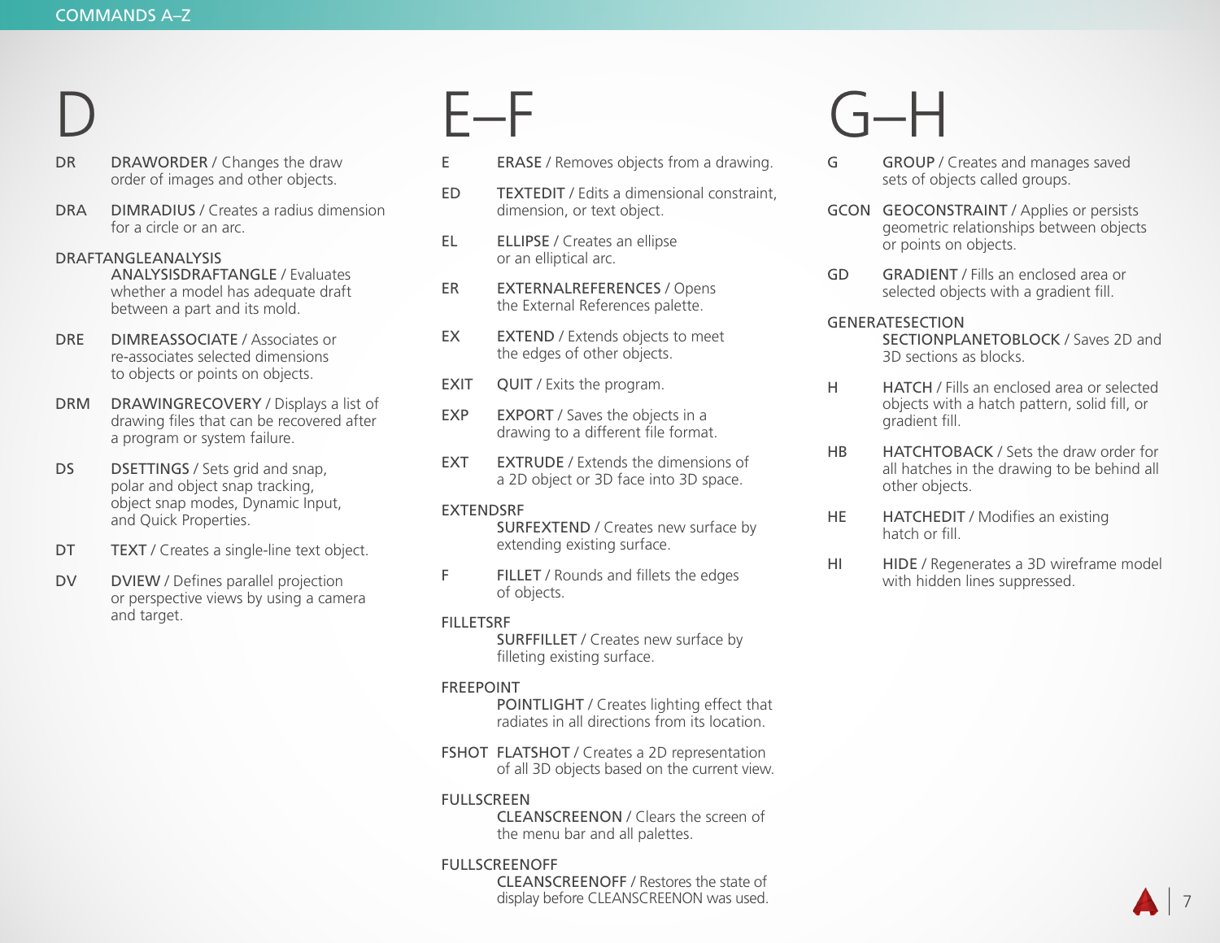# D

**DR** — DRAWORDER / Changes the draw order of images and other objects.

**DRA** — DIMRADIUS / Creates a radius dimension for a circle or an arc.

**DRAFTANGLEANALYSIS** — ANALYSISDRAFTANGLE / Evaluates whether a model has adequate draft between a part and its mold.

**DRE** — DIMREASSOCIATE / Associates or re-associates selected dimensions to objects or points on objects.

**DRM** — DRAWINGRECOVERY / Displays a list of drawing files that can be recovered after a program or system failure.

**DS** — DSETTINGS / Sets grid and snap, polar and object snap tracking, object snap modes, Dynamic Input, and Quick Properties.

**DT** — TEXT / Creates a single-line text object.

**DV** — DVIEW / Defines parallel projection or perspective views by using a camera and target.

# E–F

**E** — ERASE / Removes objects from a drawing.

**ED** — TEXTEDIT / Edits a dimensional constraint, dimension, or text object.

**EL** — ELLIPSE / Creates an ellipse or an elliptical arc.

**ER** — EXTERNALREFERENCES / Opens the External References palette.

**EX** — EXTEND / Extends objects to meet the edges of other objects.

**EXIT** — QUIT / Exits the program.

**EXP** — EXPORT / Saves the objects in a drawing to a different file format.

**EXT** — EXTRUDE / Extends the dimensions of a 2D object or 3D face into 3D space.

**EXTENDSRF** — SURFEXTEND / Creates new surface by extending existing surface.

**F** — FILLET / Rounds and fillets the edges of objects.

**FILLETSRF** — SURFFILLET / Creates new surface by filleting existing surface.

**FREEPOINT** — POINTLIGHT / Creates lighting effect that radiates in all directions from its location.

**FSHOT** — FLATSHOT / Creates a 2D representation of all 3D objects based on the current view.

**FULLSCREEN** — CLEANSCREENON / Clears the screen of the menu bar and all palettes.

**FULLSCREENOFF** — CLEANSCREENOFF / Restores the state of display before CLEANSCREENON was used.

# G–H

**G** — GROUP / Creates and manages saved sets of objects called groups.

**GCON** — GEOCONSTRAINT / Applies or persists geometric relationships between objects or points on objects.

**GD** — GRADIENT / Fills an enclosed area or selected objects with a gradient fill.

**GENERATESECTION** — SECTIONPLANETOBLOCK / Saves 2D and 3D sections as blocks.

**H** — HATCH / Fills an enclosed area or selected objects with a hatch pattern, solid fill, or gradient fill.

**HB** — HATCHTOBACK / Sets the draw order for all hatches in the drawing to be behind all other objects.

**HE** — HATCHEDIT / Modifies an existing hatch or fill.

**HI** — HIDE / Regenerates a 3D wireframe model with hidden lines suppressed.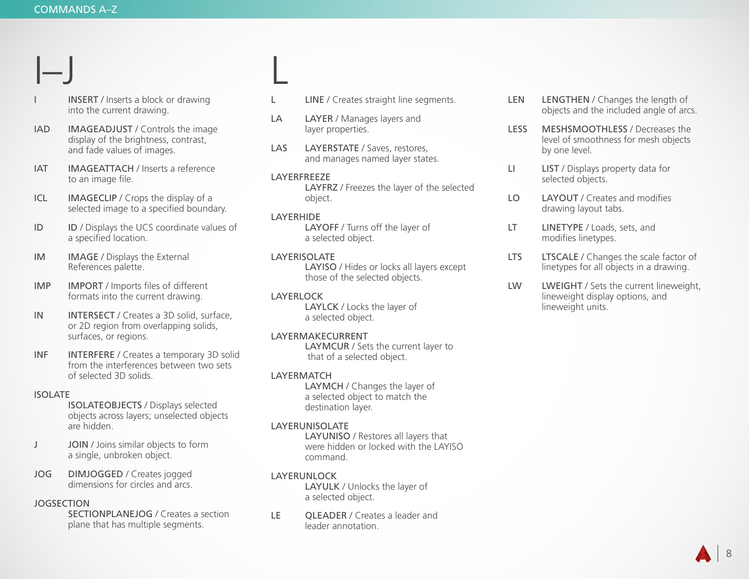# I–J

**I** — **INSERT** / Inserts a block or drawing into the current drawing.

**IAD** — **IMAGEADJUST** / Controls the image display of the brightness, contrast, and fade values of images.

**IAT** — **IMAGEATTACH** / Inserts a reference to an image file.

**ICL** — **IMAGECLIP** / Crops the display of a selected image to a specified boundary.

**ID** — **ID** / Displays the UCS coordinate values of a specified location.

**IM** — **IMAGE** / Displays the External References palette.

**IMP** — **IMPORT** / Imports files of different formats into the current drawing.

**IN** — **INTERSECT** / Creates a 3D solid, surface, or 2D region from overlapping solids, surfaces, or regions.

**INF** — **INTERFERE** / Creates a temporary 3D solid from the interferences between two sets of selected 3D solids.

**ISOLATE** — **ISOLATEOBJECTS** / Displays selected objects across layers; unselected objects are hidden.

**J** — **JOIN** / Joins similar objects to form a single, unbroken object.

**JOG** — **DIMJOGGED** / Creates jogged dimensions for circles and arcs.

**JOGSECTION** — **SECTIONPLANEJOG** / Creates a section plane that has multiple segments.

# L

**L** — **LINE** / Creates straight line segments.

**LA** — **LAYER** / Manages layers and layer properties.

**LAS** — **LAYERSTATE** / Saves, restores, and manages named layer states.

**LAYERFREEZE** — **LAYFRZ** / Freezes the layer of the selected object.

**LAYERHIDE** — **LAYOFF** / Turns off the layer of a selected object.

**LAYERISOLATE** — **LAYISO** / Hides or locks all layers except those of the selected objects.

**LAYERLOCK** — **LAYLCK** / Locks the layer of a selected object.

**LAYERMAKECURRENT** — **LAYMCUR** / Sets the current layer to that of a selected object.

**LAYERMATCH** — **LAYMCH** / Changes the layer of a selected object to match the destination layer.

**LAYERUNISOLATE** — **LAYUNISO** / Restores all layers that were hidden or locked with the LAYISO command.

**LAYERUNLOCK** — **LAYULK** / Unlocks the layer of a selected object.

**LE** — **QLEADER** / Creates a leader and leader annotation.

**LEN** — **LENGTHEN** / Changes the length of objects and the included angle of arcs.

**LESS** — **MESHSMOOTHLESS** / Decreases the level of smoothness for mesh objects by one level.

**LI** — **LIST** / Displays property data for selected objects.

**LO** — **LAYOUT** / Creates and modifies drawing layout tabs.

**LT** — **LINETYPE** / Loads, sets, and modifies linetypes.

**LTS** — **LTSCALE** / Changes the scale factor of linetypes for all objects in a drawing.

**LW** — **LWEIGHT** / Sets the current lineweight, lineweight display options, and lineweight units.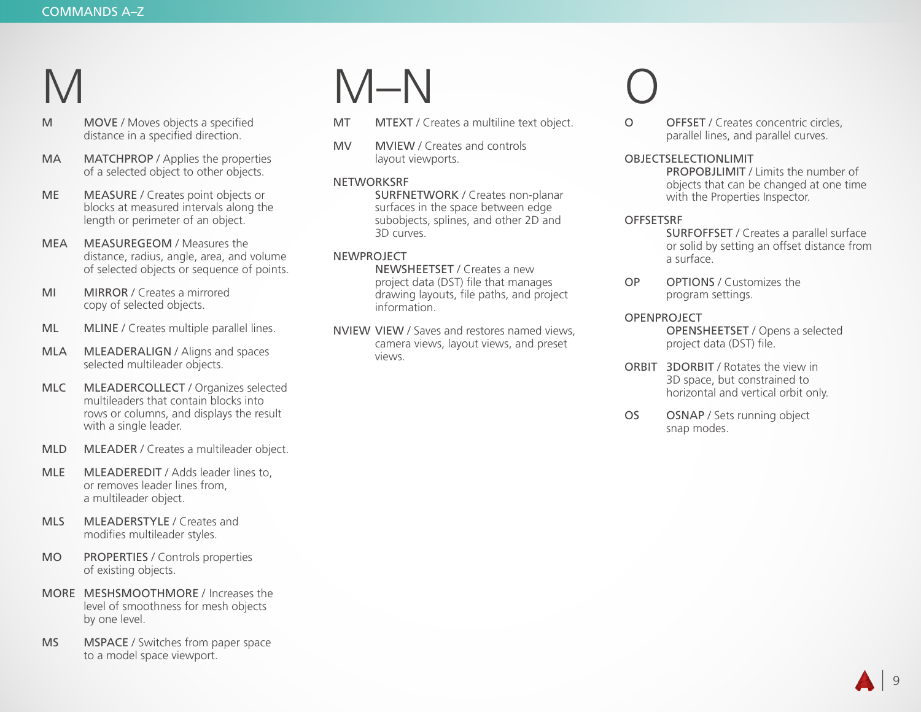# M

**M** — MOVE / Moves objects a specified distance in a specified direction.

**MA** — MATCHPROP / Applies the properties of a selected object to other objects.

**ME** — MEASURE / Creates point objects or blocks at measured intervals along the length or perimeter of an object.

**MEA** — MEASUREGEOM / Measures the distance, radius, angle, area, and volume of selected objects or sequence of points.

**MI** — MIRROR / Creates a mirrored copy of selected objects.

**ML** — MLINE / Creates multiple parallel lines.

**MLA** — MLEADERALIGN / Aligns and spaces selected multileader objects.

**MLC** — MLEADERCOLLECT / Organizes selected multileaders that contain blocks into rows or columns, and displays the result with a single leader.

**MLD** — MLEADER / Creates a multileader object.

**MLE** — MLEADEREDIT / Adds leader lines to, or removes leader lines from, a multileader object.

**MLS** — MLEADERSTYLE / Creates and modifies multileader styles.

**MO** — PROPERTIES / Controls properties of existing objects.

**MORE** — MESHSMOOTHMORE / Increases the level of smoothness for mesh objects by one level.

**MS** — MSPACE / Switches from paper space to a model space viewport.

# M–N

**MT** — MTEXT / Creates a multiline text object.

**MV** — MVIEW / Creates and controls layout viewports.

**NETWORKSRF** — SURFNETWORK / Creates non-planar surfaces in the space between edge subobjects, splines, and other 2D and 3D curves.

**NEWPROJECT** — NEWSHEETSET / Creates a new project data (DST) file that manages drawing layouts, file paths, and project information.

**NVIEW** — VIEW / Saves and restores named views, camera views, layout views, and preset views.

# O

**O** — OFFSET / Creates concentric circles, parallel lines, and parallel curves.

**OBJECTSELECTIONLIMIT** — PROPOBJLIMIT / Limits the number of objects that can be changed at one time with the Properties Inspector.

**OFFSETSRF** — SURFOFFSET / Creates a parallel surface or solid by setting an offset distance from a surface.

**OP** — OPTIONS / Customizes the program settings.

**OPENPROJECT** — OPENSHEETSET / Opens a selected project data (DST) file.

**ORBIT** — 3DORBIT / Rotates the view in 3D space, but constrained to horizontal and vertical orbit only.

**OS** — OSNAP / Sets running object snap modes.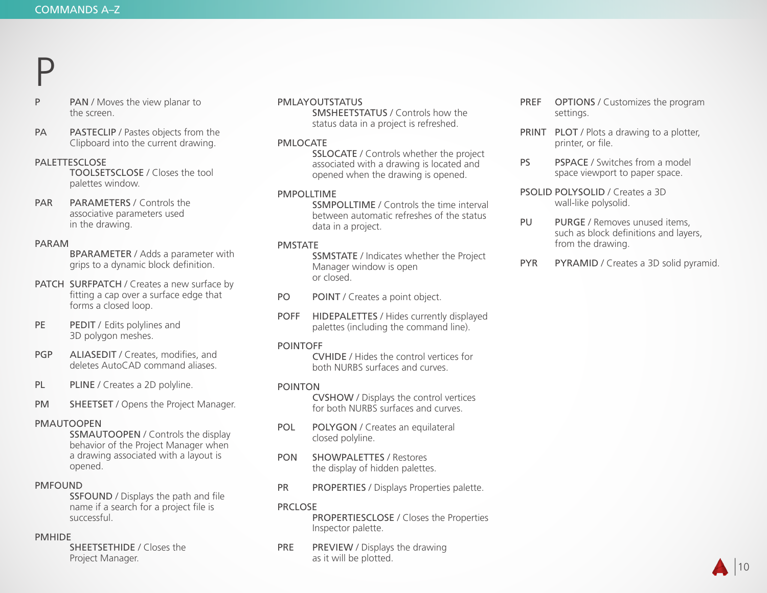# P

**P** — **PAN** / Moves the view planar to the screen.

**PA** — **PASTECLIP** / Pastes objects from the Clipboard into the current drawing.

**PALETTESCLOSE** — **TOOLSETSCLOSE** / Closes the tool palettes window.

**PAR** — **PARAMETERS** / Controls the associative parameters used in the drawing.

**PARAM** — **BPARAMETER** / Adds a parameter with grips to a dynamic block definition.

**PATCH** — **SURFPATCH** / Creates a new surface by fitting a cap over a surface edge that forms a closed loop.

**PE** — **PEDIT** / Edits polylines and 3D polygon meshes.

**PGP** — **ALIASEDIT** / Creates, modifies, and deletes AutoCAD command aliases.

**PL** — **PLINE** / Creates a 2D polyline.

**PM** — **SHEETSET** / Opens the Project Manager.

**PMAUTOOPEN** — **SSMAUTOOPEN** / Controls the display behavior of the Project Manager when a drawing associated with a layout is opened.

**PMFOUND** — **SSFOUND** / Displays the path and file name if a search for a project file is successful.

**PMHIDE** — **SHEETSETHIDE** / Closes the Project Manager.

**PMLAYOUTSTATUS** — **SMSHEETSTATUS** / Controls how the status data in a project is refreshed.

**PMLOCATE** — **SSLOCATE** / Controls whether the project associated with a drawing is located and opened when the drawing is opened.

**PMPOLLTIME** — **SSMPOLLTIME** / Controls the time interval between automatic refreshes of the status data in a project.

**PMSTATE** — **SSMSTATE** / Indicates whether the Project Manager window is open or closed.

**PO** — **POINT** / Creates a point object.

**POFF** — **HIDEPALETTES** / Hides currently displayed palettes (including the command line).

**POINTOFF** — **CVHIDE** / Hides the control vertices for both NURBS surfaces and curves.

**POINTON** — **CVSHOW** / Displays the control vertices for both NURBS surfaces and curves.

**POL** — **POLYGON** / Creates an equilateral closed polyline.

**PON** — **SHOWPALETTES** / Restores the display of hidden palettes.

**PR** — **PROPERTIES** / Displays Properties palette.

**PRCLOSE** — **PROPERTIESCLOSE** / Closes the Properties Inspector palette.

**PRE** — **PREVIEW** / Displays the drawing as it will be plotted.

**PREF** — **OPTIONS** / Customizes the program settings.

**PRINT** — **PLOT** / Plots a drawing to a plotter, printer, or file.

**PS** — **PSPACE** / Switches from a model space viewport to paper space.

**PSOLID** — **POLYSOLID** / Creates a 3D wall-like polysolid.

**PU** — **PURGE** / Removes unused items, such as block definitions and layers, from the drawing.

**PYR** — **PYRAMID** / Creates a 3D solid pyramid.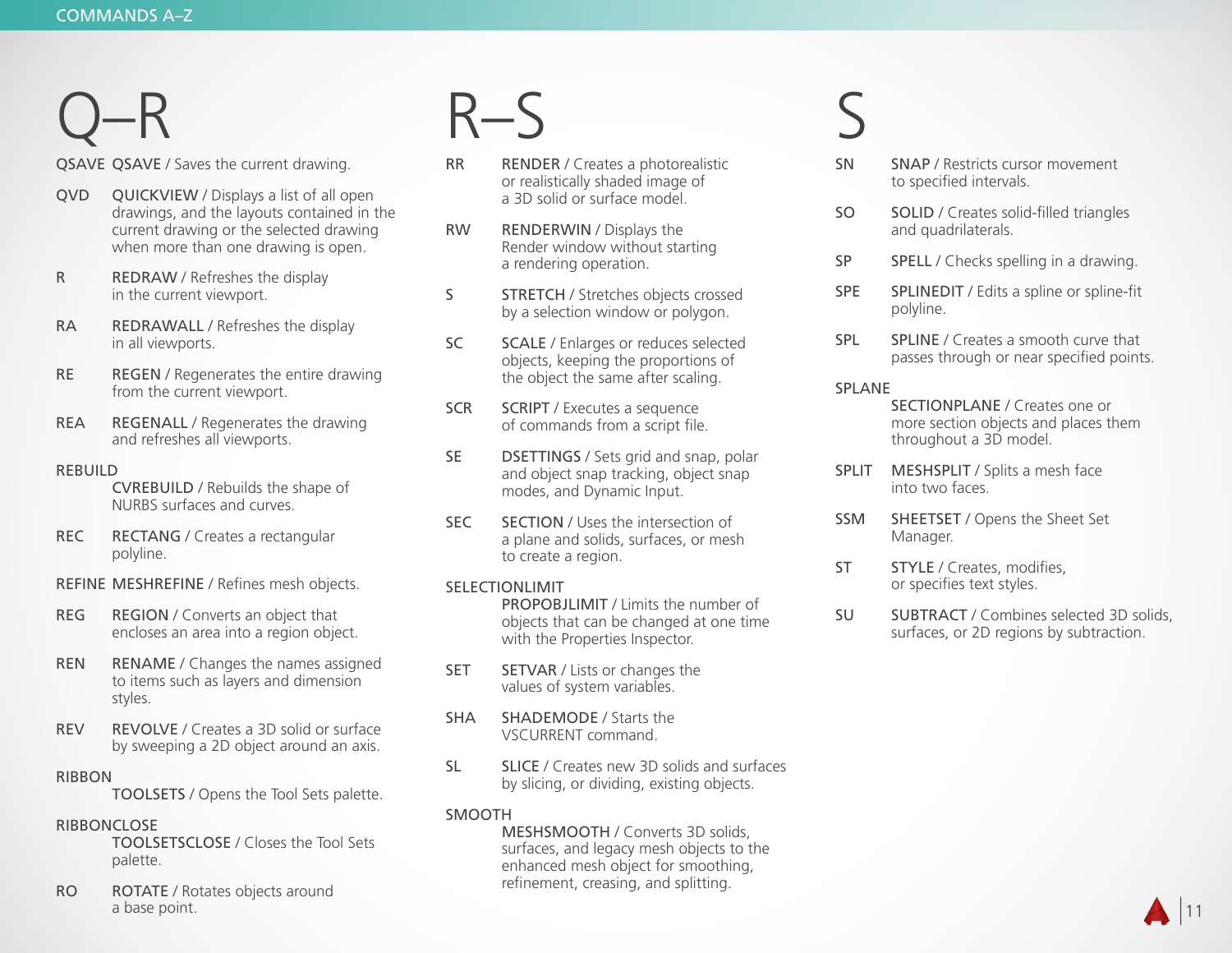# Q–R

**QSAVE** QSAVE / Saves the current drawing.

**QVD** QUICKVIEW / Displays a list of all open drawings, and the layouts contained in the current drawing or the selected drawing when more than one drawing is open.

**R** REDRAW / Refreshes the display in the current viewport.

**RA** REDRAWALL / Refreshes the display in all viewports.

**RE** REGEN / Regenerates the entire drawing from the current viewport.

**REA** REGENALL / Regenerates the drawing and refreshes all viewports.

**REBUILD** CVREBUILD / Rebuilds the shape of NURBS surfaces and curves.

**REC** RECTANG / Creates a rectangular polyline.

**REFINE** MESHREFINE / Refines mesh objects.

**REG** REGION / Converts an object that encloses an area into a region object.

**REN** RENAME / Changes the names assigned to items such as layers and dimension styles.

**REV** REVOLVE / Creates a 3D solid or surface by sweeping a 2D object around an axis.

**RIBBON** TOOLSETS / Opens the Tool Sets palette.

**RIBBONCLOSE** TOOLSETSCLOSE / Closes the Tool Sets palette.

**RO** ROTATE / Rotates objects around a base point.

# R–S

**RR** RENDER / Creates a photorealistic or realistically shaded image of a 3D solid or surface model.

**RW** RENDERWIN / Displays the Render window without starting a rendering operation.

**S** STRETCH / Stretches objects crossed by a selection window or polygon.

**SC** SCALE / Enlarges or reduces selected objects, keeping the proportions of the object the same after scaling.

**SCR** SCRIPT / Executes a sequence of commands from a script file.

**SE** DSETTINGS / Sets grid and snap, polar and object snap tracking, object snap modes, and Dynamic Input.

**SEC** SECTION / Uses the intersection of a plane and solids, surfaces, or mesh to create a region.

**SELECTIONLIMIT** PROPOBJLIMIT / Limits the number of objects that can be changed at one time with the Properties Inspector.

**SET** SETVAR / Lists or changes the values of system variables.

**SHA** SHADEMODE / Starts the VSCURRENT command.

**SL** SLICE / Creates new 3D solids and surfaces by slicing, or dividing, existing objects.

**SMOOTH** MESHSMOOTH / Converts 3D solids, surfaces, and legacy mesh objects to the enhanced mesh object for smoothing, refinement, creasing, and splitting.

# S

**SN** SNAP / Restricts cursor movement to specified intervals.

**SO** SOLID / Creates solid-filled triangles and quadrilaterals.

**SP** SPELL / Checks spelling in a drawing.

**SPE** SPLINEDIT / Edits a spline or spline-fit polyline.

**SPL** SPLINE / Creates a smooth curve that passes through or near specified points.

**SPLANE** SECTIONPLANE / Creates one or more section objects and places them throughout a 3D model.

**SPLIT** MESHSPLIT / Splits a mesh face into two faces.

**SSM** SHEETSET / Opens the Sheet Set Manager.

**ST** STYLE / Creates, modifies, or specifies text styles.

**SU** SUBTRACT / Combines selected 3D solids, surfaces, or 2D regions by subtraction.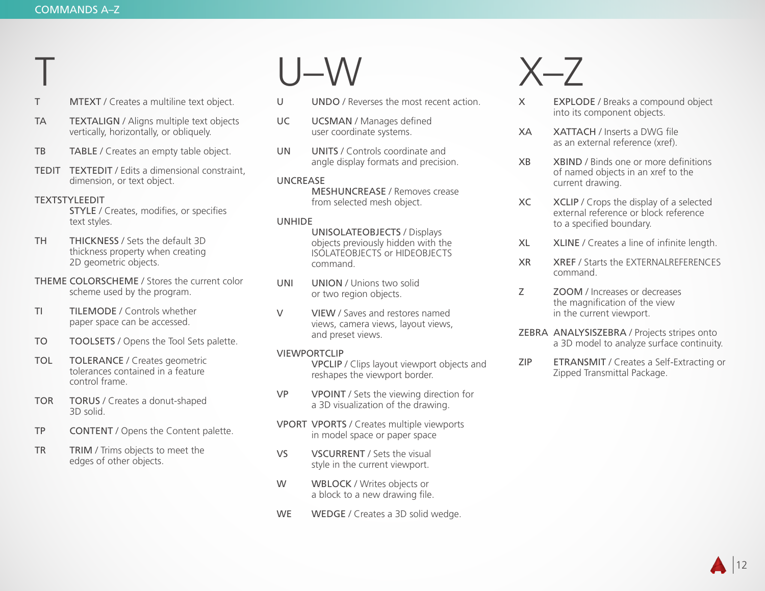## T

**T** — MTEXT / Creates a multiline text object.

**TA** — TEXTALIGN / Aligns multiple text objects vertically, horizontally, or obliquely.

**TB** — TABLE / Creates an empty table object.

**TEDIT** — TEXTEDIT / Edits a dimensional constraint, dimension, or text object.

**TEXTSTYLEEDIT** — STYLE / Creates, modifies, or specifies text styles.

**TH** — THICKNESS / Sets the default 3D thickness property when creating 2D geometric objects.

**THEME** — COLORSCHEME / Stores the current color scheme used by the program.

**TI** — TILEMODE / Controls whether paper space can be accessed.

**TO** — TOOLSETS / Opens the Tool Sets palette.

**TOL** — TOLERANCE / Creates geometric tolerances contained in a feature control frame.

**TOR** — TORUS / Creates a donut-shaped 3D solid.

**TP** — CONTENT / Opens the Content palette.

**TR** — TRIM / Trims objects to meet the edges of other objects.

## U–W

**U** — UNDO / Reverses the most recent action.

**UC** — UCSMAN / Manages defined user coordinate systems.

**UN** — UNITS / Controls coordinate and angle display formats and precision.

**UNCREASE** — MESHUNCREASE / Removes crease from selected mesh object.

**UNHIDE** — UNISOLATEOBJECTS / Displays objects previously hidden with the ISOLATEOBJECTS or HIDEOBJECTS command.

**UNI** — UNION / Unions two solid or two region objects.

**V** — VIEW / Saves and restores named views, camera views, layout views, and preset views.

**VIEWPORTCLIP** — VPCLIP / Clips layout viewport objects and reshapes the viewport border.

**VP** — VPOINT / Sets the viewing direction for a 3D visualization of the drawing.

**VPORT** — VPORTS / Creates multiple viewports in model space or paper space

**VS** — VSCURRENT / Sets the visual style in the current viewport.

**W** — WBLOCK / Writes objects or a block to a new drawing file.

**WE** — WEDGE / Creates a 3D solid wedge.

## X–Z

**X** — EXPLODE / Breaks a compound object into its component objects.

**XA** — XATTACH / Inserts a DWG file as an external reference (xref).

**XB** — XBIND / Binds one or more definitions of named objects in an xref to the current drawing.

**XC** — XCLIP / Crops the display of a selected external reference or block reference to a specified boundary.

**XL** — XLINE / Creates a line of infinite length.

**XR** — XREF / Starts the EXTERNALREFERENCES command.

**Z** — ZOOM / Increases or decreases the magnification of the view in the current viewport.

**ZEBRA** — ANALYSISZEBRA / Projects stripes onto a 3D model to analyze surface continuity.

**ZIP** — ETRANSMIT / Creates a Self-Extracting or Zipped Transmittal Package.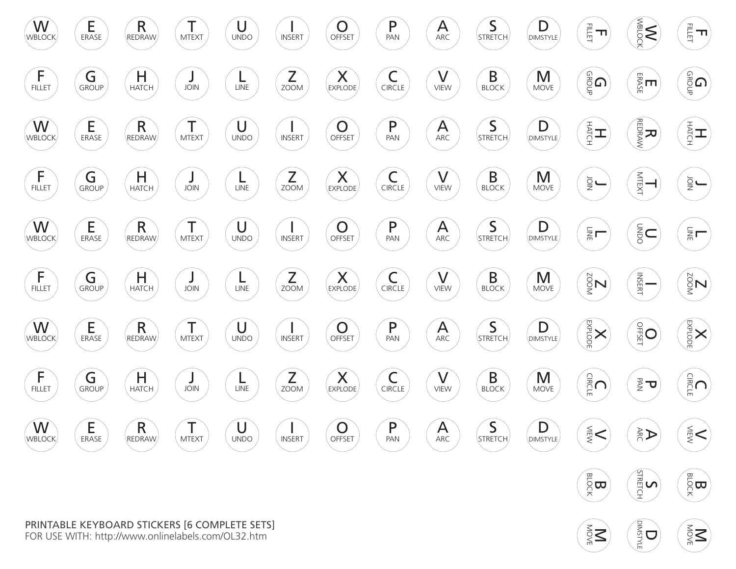| | | | | | | | | | | | | | |
|---|---|---|---|---|---|---|---|---|---|---|---|---|---|
| W WBLOCK | E ERASE | R REDRAW | T MTEXT | U UNDO | I INSERT | O OFFSET | P PAN | A ARC | S STRETCH | D DIMSTYLE | F FILLET | W WBLOCK | F FILLET |
| F FILLET | G GROUP | H HATCH | J JOIN | L LINE | Z ZOOM | X EXPLODE | C CIRCLE | V VIEW | B BLOCK | M MOVE | G GROUP | E ERASE | G GROUP |
| W WBLOCK | E ERASE | R REDRAW | T MTEXT | U UNDO | I INSERT | O OFFSET | P PAN | A ARC | S STRETCH | D DIMSTYLE | H HATCH | R REDRAW | H HATCH |
| F FILLET | G GROUP | H HATCH | J JOIN | L LINE | Z ZOOM | X EXPLODE | C CIRCLE | V VIEW | B BLOCK | M MOVE | J JOIN | T MTEXT | J JOIN |
| W WBLOCK | E ERASE | R REDRAW | T MTEXT | U UNDO | I INSERT | O OFFSET | P PAN | A ARC | S STRETCH | D DIMSTYLE | L LINE | U UNDO | L LINE |
| F FILLET | G GROUP | H HATCH | J JOIN | L LINE | Z ZOOM | X EXPLODE | C CIRCLE | V VIEW | B BLOCK | M MOVE | Z ZOOM | I INSERT | Z ZOOM |
| W WBLOCK | E ERASE | R REDRAW | T MTEXT | U UNDO | I INSERT | O OFFSET | P PAN | A ARC | S STRETCH | D DIMSTYLE | X EXPLODE | O OFFSET | X EXPLODE |
| F FILLET | G GROUP | H HATCH | J JOIN | L LINE | Z ZOOM | X EXPLODE | C CIRCLE | V VIEW | B BLOCK | M MOVE | C CIRCLE | P PAN | C CIRCLE |
| W WBLOCK | E ERASE | R REDRAW | T MTEXT | U UNDO | I INSERT | O OFFSET | P PAN | A ARC | S STRETCH | D DIMSTYLE | V VIEW | A ARC | V VIEW |
| | | | | | | | | | | | B BLOCK | S STRETCH | B BLOCK |
| | | | | | | | | | | | M MOVE | D DIMSTYLE | M MOVE |

PRINTABLE KEYBOARD STICKERS [6 COMPLETE SETS]
FOR USE WITH: http://www.onlinelabels.com/OL32.htm